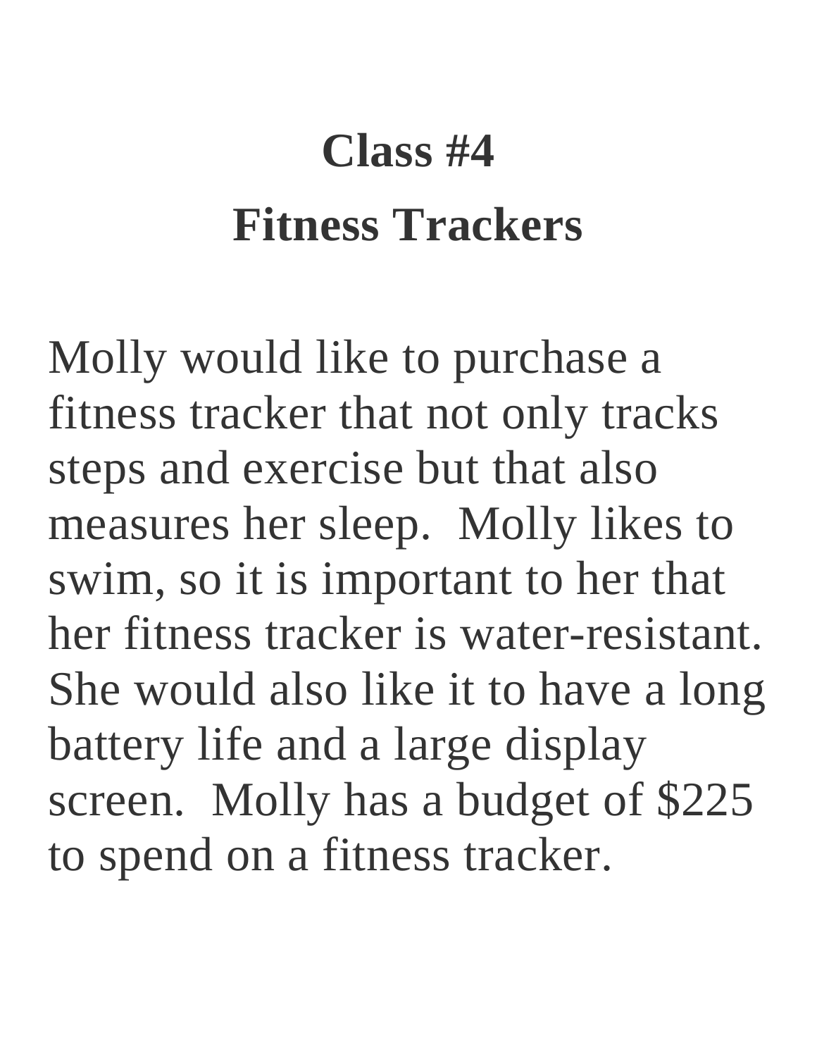# Class #4

## Fitness Trackers

Molly would like to purchase a fitness tracker that not only tracks steps and exercise but that also measures her sleep. Molly likes to swim, so it is important to her that her fitness tracker is water-resistant. She would also like it to have a long battery life and a large display screen. Molly has a budget of $225 to spend on a fitness tracker.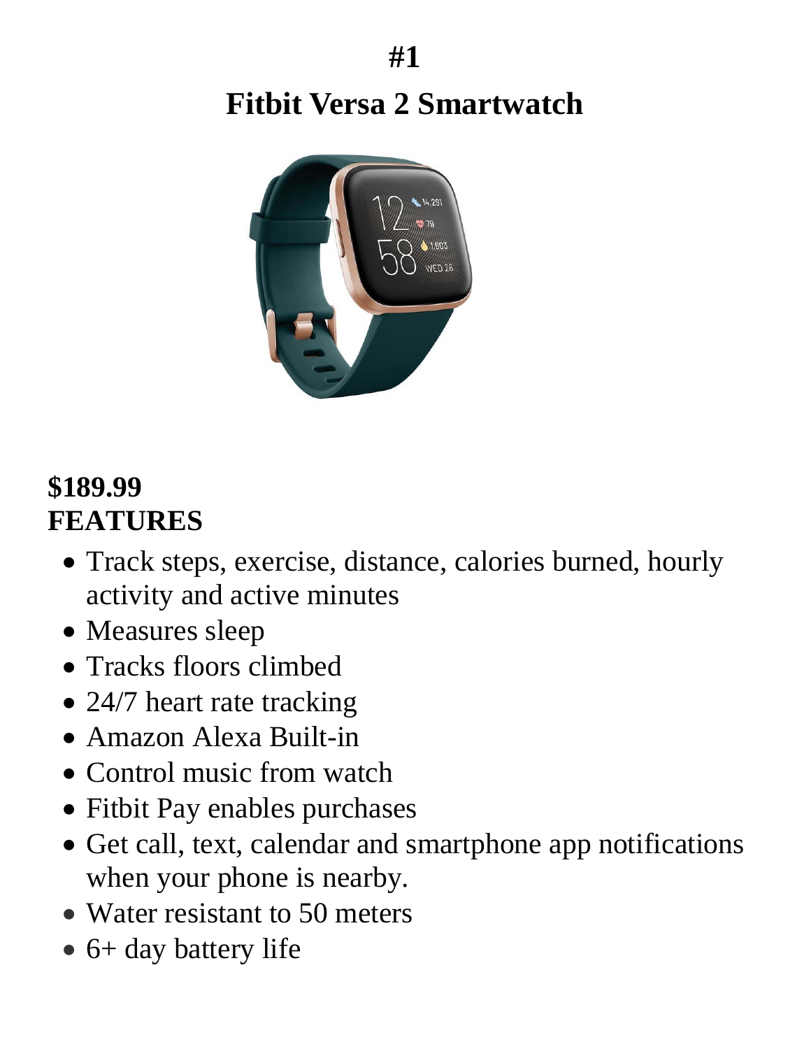# #1

# Fitbit Versa 2 Smartwatch

## $189.99

## FEATURES

- Track steps, exercise, distance, calories burned, hourly activity and active minutes
- Measures sleep
- Tracks floors climbed
- 24/7 heart rate tracking
- Amazon Alexa Built-in
- Control music from watch
- Fitbit Pay enables purchases
- Get call, text, calendar and smartphone app notifications when your phone is nearby.
- Water resistant to 50 meters
- 6+ day battery life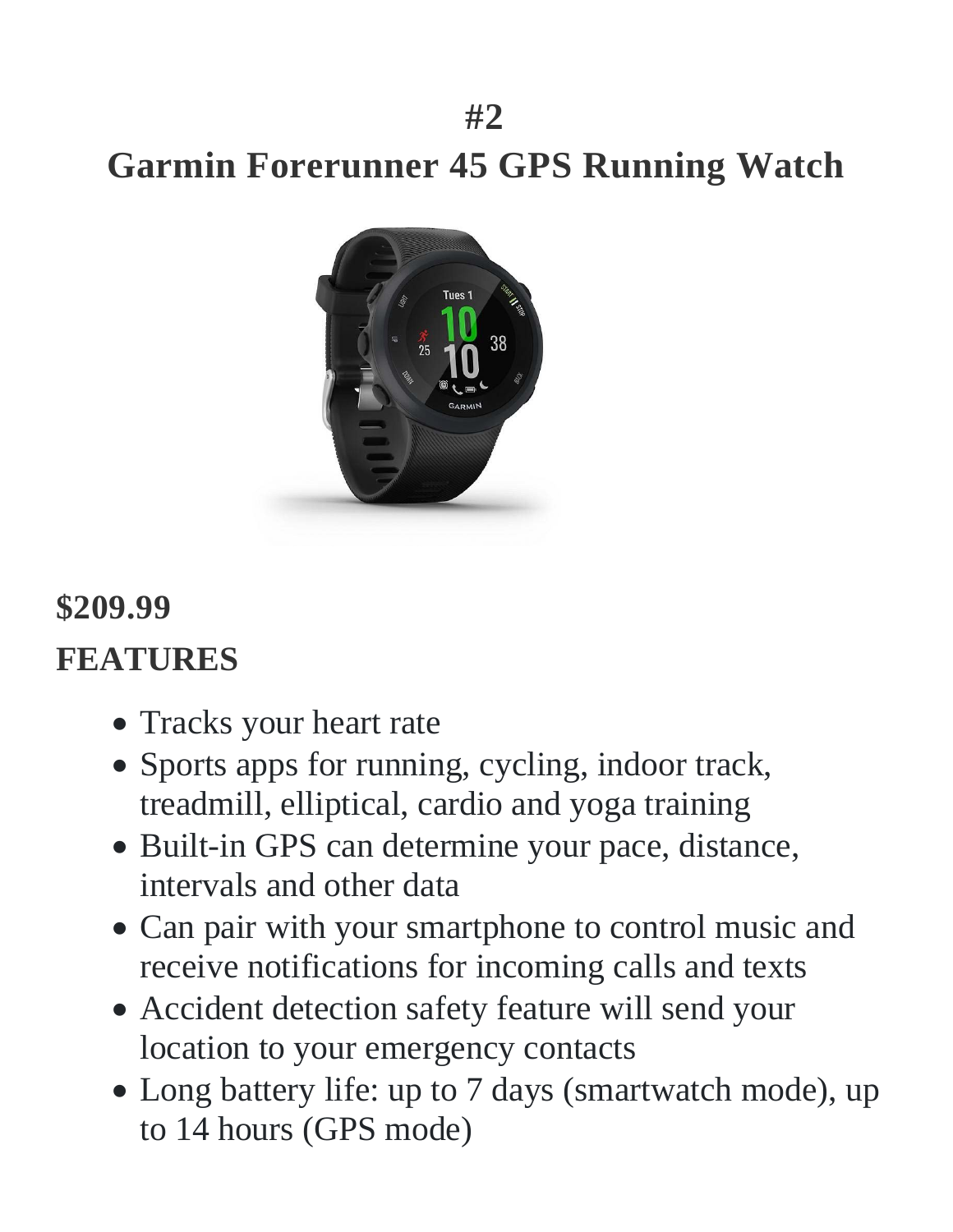# #2
# Garmin Forerunner 45 GPS Running Watch

**$209.99**

## FEATURES

- Tracks your heart rate
- Sports apps for running, cycling, indoor track, treadmill, elliptical, cardio and yoga training
- Built-in GPS can determine your pace, distance, intervals and other data
- Can pair with your smartphone to control music and receive notifications for incoming calls and texts
- Accident detection safety feature will send your location to your emergency contacts
- Long battery life: up to 7 days (smartwatch mode), up to 14 hours (GPS mode)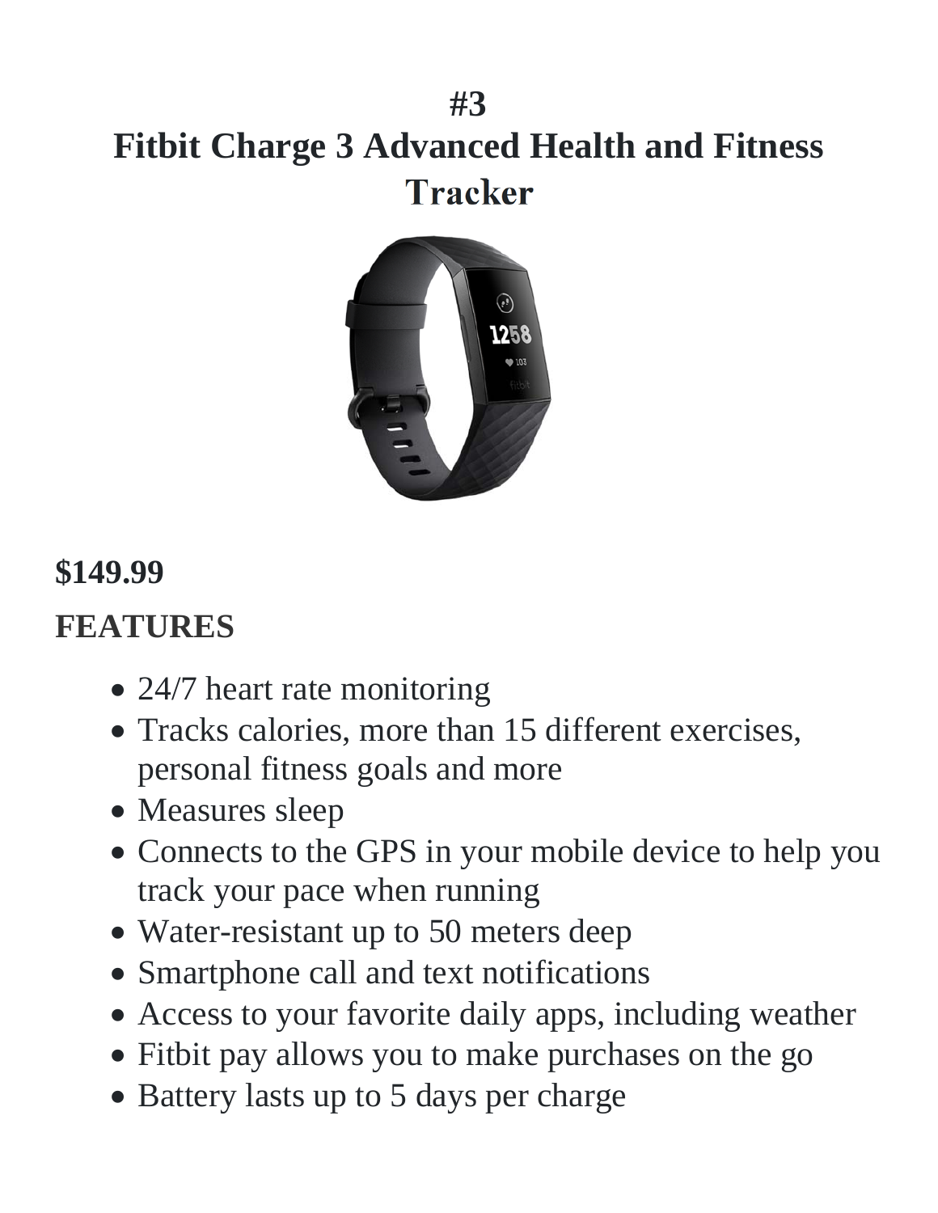# #3
# Fitbit Charge 3 Advanced Health and Fitness Tracker

**$149.99**

## FEATURES

- 24/7 heart rate monitoring
- Tracks calories, more than 15 different exercises, personal fitness goals and more
- Measures sleep
- Connects to the GPS in your mobile device to help you track your pace when running
- Water-resistant up to 50 meters deep
- Smartphone call and text notifications
- Access to your favorite daily apps, including weather
- Fitbit pay allows you to make purchases on the go
- Battery lasts up to 5 days per charge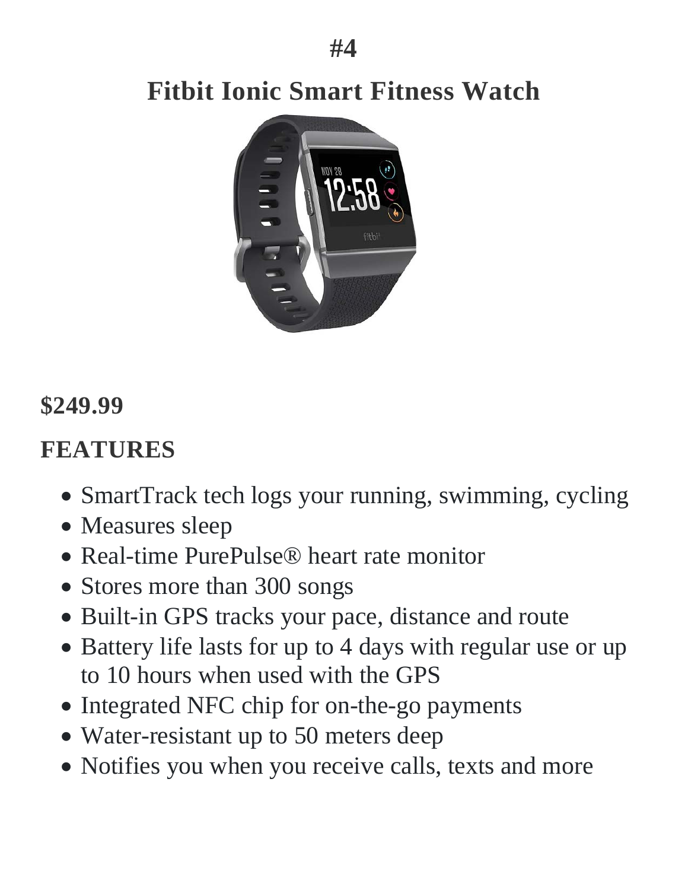# #4

# Fitbit Ionic Smart Fitness Watch

**$249.99**

## FEATURES

- SmartTrack tech logs your running, swimming, cycling
- Measures sleep
- Real-time PurePulse® heart rate monitor
- Stores more than 300 songs
- Built-in GPS tracks your pace, distance and route
- Battery life lasts for up to 4 days with regular use or up to 10 hours when used with the GPS
- Integrated NFC chip for on-the-go payments
- Water-resistant up to 50 meters deep
- Notifies you when you receive calls, texts and more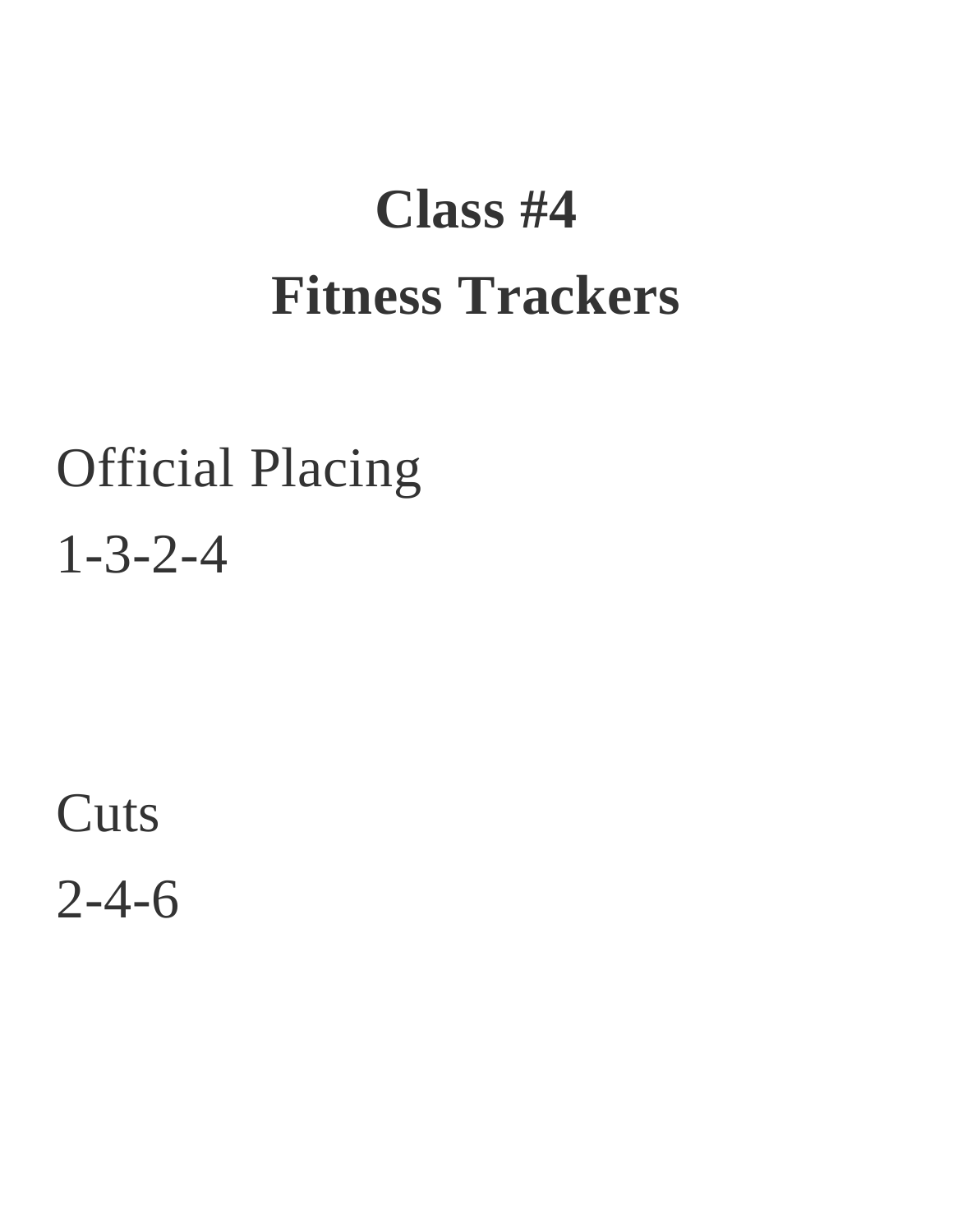# Class #4
# Fitness Trackers

Official Placing

1-3-2-4

Cuts

2-4-6